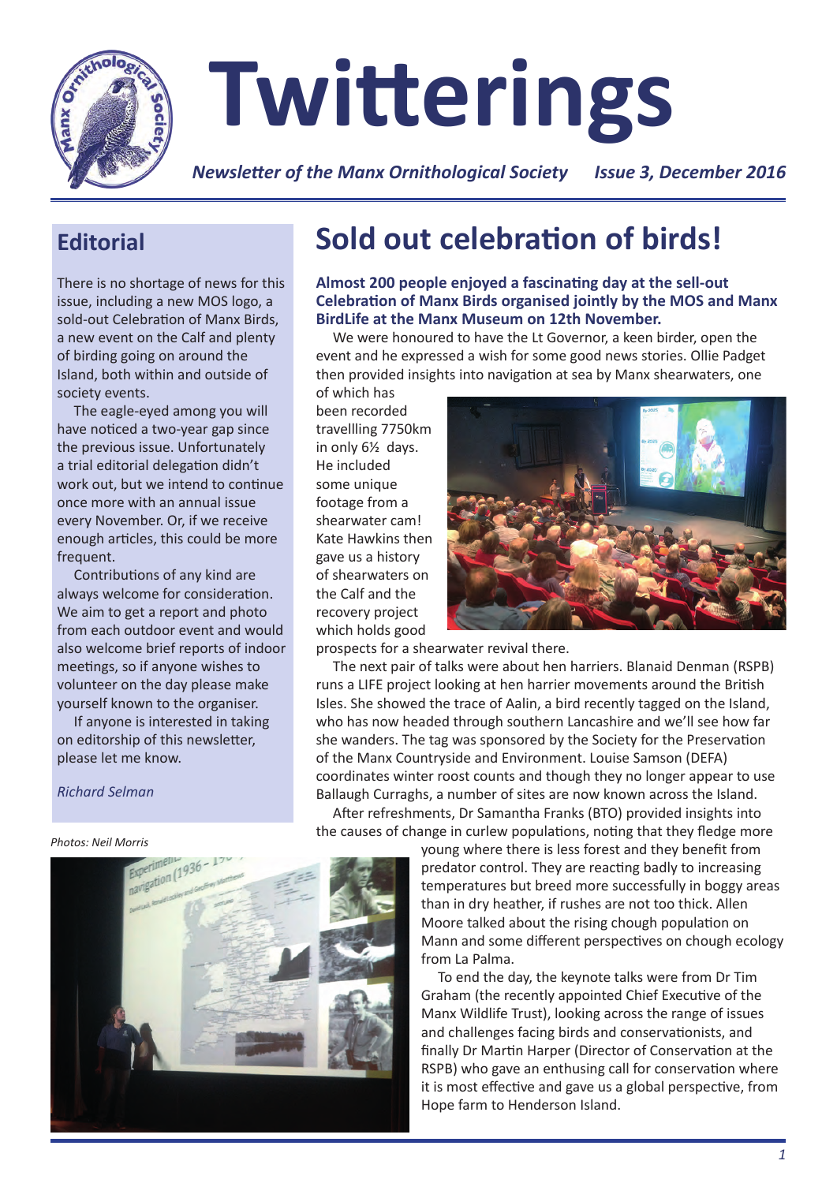# Twitterings

*Newsletter of the Manx Ornithological Society* *Issue 3, December 2016*

## Editorial

There is no shortage of news for this issue, including a new MOS logo, a sold-out Celebration of Manx Birds, a new event on the Calf and plenty of birding going on around the Island, both within and outside of society events.

The eagle-eyed among you will have noticed a two-year gap since the previous issue. Unfortunately a trial editorial delegation didn't work out, but we intend to continue once more with an annual issue every November. Or, if we receive enough articles, this could be more frequent.

Contributions of any kind are always welcome for consideration. We aim to get a report and photo from each outdoor event and would also welcome brief reports of indoor meetings, so if anyone wishes to volunteer on the day please make yourself known to the organiser.

If anyone is interested in taking on editorship of this newsletter, please let me know.

*Richard Selman*

*Photos: Neil Morris*

# Sold out celebration of birds!

**Almost 200 people enjoyed a fascinating day at the sell-out Celebration of Manx Birds organised jointly by the MOS and Manx BirdLife at the Manx Museum on 12th November.**

We were honoured to have the Lt Governor, a keen birder, open the event and he expressed a wish for some good news stories. Ollie Padget then provided insights into navigation at sea by Manx shearwaters, one of which has been recorded travellling 7750km in only 6½ days. He included some unique footage from a shearwater cam! Kate Hawkins then gave us a history of shearwaters on the Calf and the recovery project which holds good prospects for a shearwater revival there.

The next pair of talks were about hen harriers. Blanaid Denman (RSPB) runs a LIFE project looking at hen harrier movements around the British Isles. She showed the trace of Aalin, a bird recently tagged on the Island, who has now headed through southern Lancashire and we'll see how far she wanders. The tag was sponsored by the Society for the Preservation of the Manx Countryside and Environment. Louise Samson (DEFA) coordinates winter roost counts and though they no longer appear to use Ballaugh Curraghs, a number of sites are now known across the Island.

After refreshments, Dr Samantha Franks (BTO) provided insights into the causes of change in curlew populations, noting that they fledge more young where there is less forest and they benefit from predator control. They are reacting badly to increasing temperatures but breed more successfully in boggy areas than in dry heather, if rushes are not too thick. Allen Moore talked about the rising chough population on Mann and some different perspectives on chough ecology from La Palma.

To end the day, the keynote talks were from Dr Tim Graham (the recently appointed Chief Executive of the Manx Wildlife Trust), looking across the range of issues and challenges facing birds and conservationists, and finally Dr Martin Harper (Director of Conservation at the RSPB) who gave an enthusing call for conservation where it is most effective and gave us a global perspective, from Hope farm to Henderson Island.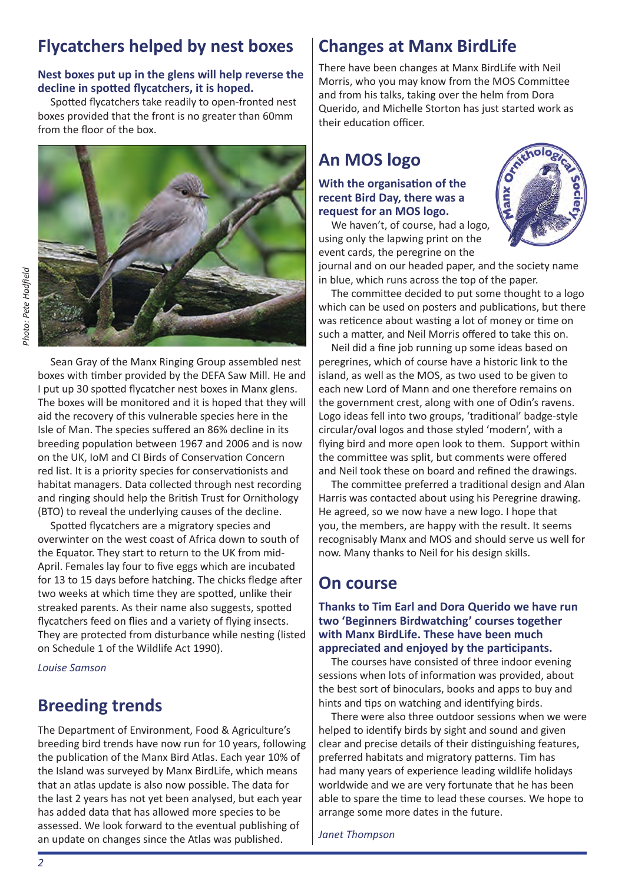## Flycatchers helped by nest boxes

**Nest boxes put up in the glens will help reverse the decline in spotted flycatchers, it is hoped.**

Spotted flycatchers take readily to open-fronted nest boxes provided that the front is no greater than 60mm from the floor of the box.

*Photo: Pete Hadfield*

Sean Gray of the Manx Ringing Group assembled nest boxes with timber provided by the DEFA Saw Mill. He and I put up 30 spotted flycatcher nest boxes in Manx glens. The boxes will be monitored and it is hoped that they will aid the recovery of this vulnerable species here in the Isle of Man. The species suffered an 86% decline in its breeding population between 1967 and 2006 and is now on the UK, IoM and CI Birds of Conservation Concern red list. It is a priority species for conservationists and habitat managers. Data collected through nest recording and ringing should help the British Trust for Ornithology (BTO) to reveal the underlying causes of the decline.

Spotted flycatchers are a migratory species and overwinter on the west coast of Africa down to south of the Equator. They start to return to the UK from mid-April. Females lay four to five eggs which are incubated for 13 to 15 days before hatching. The chicks fledge after two weeks at which time they are spotted, unlike their streaked parents. As their name also suggests, spotted flycatchers feed on flies and a variety of flying insects. They are protected from disturbance while nesting (listed on Schedule 1 of the Wildlife Act 1990).

*Louise Samson*

## Breeding trends

The Department of Environment, Food & Agriculture's breeding bird trends have now run for 10 years, following the publication of the Manx Bird Atlas. Each year 10% of the Island was surveyed by Manx BirdLife, which means that an atlas update is also now possible. The data for the last 2 years has not yet been analysed, but each year has added data that has allowed more species to be assessed. We look forward to the eventual publishing of an update on changes since the Atlas was published.

## Changes at Manx BirdLife

There have been changes at Manx BirdLife with Neil Morris, who you may know from the MOS Committee and from his talks, taking over the helm from Dora Querido, and Michelle Storton has just started work as their education officer.

## An MOS logo

**With the organisation of the recent Bird Day, there was a request for an MOS logo.**

We haven't, of course, had a logo, using only the lapwing print on the event cards, the peregrine on the journal and on our headed paper, and the society name in blue, which runs across the top of the paper.

The committee decided to put some thought to a logo which can be used on posters and publications, but there was reticence about wasting a lot of money or time on such a matter, and Neil Morris offered to take this on.

Neil did a fine job running up some ideas based on peregrines, which of course have a historic link to the island, as well as the MOS, as two used to be given to each new Lord of Mann and one therefore remains on the government crest, along with one of Odin's ravens. Logo ideas fell into two groups, 'traditional' badge-style circular/oval logos and those styled 'modern', with a flying bird and more open look to them. Support within the committee was split, but comments were offered and Neil took these on board and refined the drawings.

The committee preferred a traditional design and Alan Harris was contacted about using his Peregrine drawing. He agreed, so we now have a new logo. I hope that you, the members, are happy with the result. It seems recognisably Manx and MOS and should serve us well for now. Many thanks to Neil for his design skills.

## On course

**Thanks to Tim Earl and Dora Querido we have run two 'Beginners Birdwatching' courses together with Manx BirdLife. These have been much appreciated and enjoyed by the participants.**

The courses have consisted of three indoor evening sessions when lots of information was provided, about the best sort of binoculars, books and apps to buy and hints and tips on watching and identifying birds.

There were also three outdoor sessions when we were helped to identify birds by sight and sound and given clear and precise details of their distinguishing features, preferred habitats and migratory patterns. Tim has had many years of experience leading wildlife holidays worldwide and we are very fortunate that he has been able to spare the time to lead these courses. We hope to arrange some more dates in the future.

*Janet Thompson*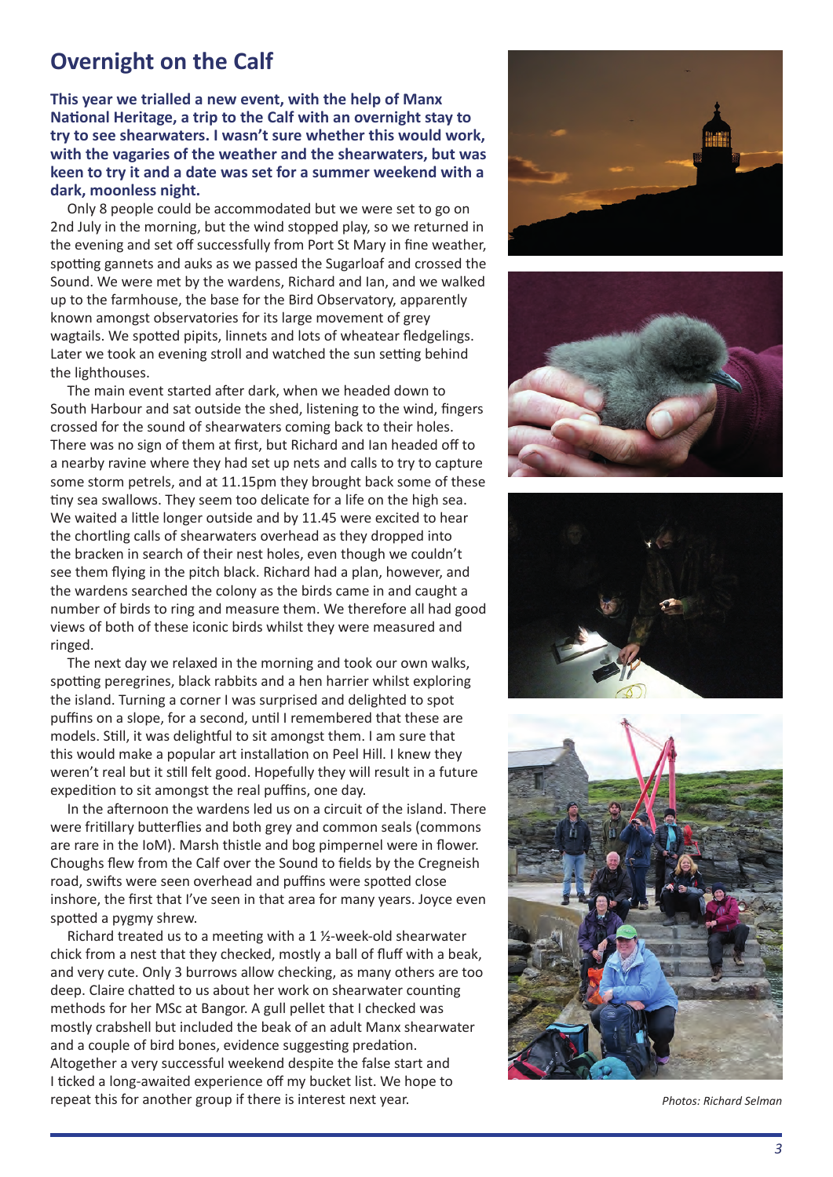# Overnight on the Calf

**This year we trialled a new event, with the help of Manx National Heritage, a trip to the Calf with an overnight stay to try to see shearwaters. I wasn't sure whether this would work, with the vagaries of the weather and the shearwaters, but was keen to try it and a date was set for a summer weekend with a dark, moonless night.**

Only 8 people could be accommodated but we were set to go on 2nd July in the morning, but the wind stopped play, so we returned in the evening and set off successfully from Port St Mary in fine weather, spotting gannets and auks as we passed the Sugarloaf and crossed the Sound. We were met by the wardens, Richard and Ian, and we walked up to the farmhouse, the base for the Bird Observatory, apparently known amongst observatories for its large movement of grey wagtails. We spotted pipits, linnets and lots of wheatear fledgelings. Later we took an evening stroll and watched the sun setting behind the lighthouses.

The main event started after dark, when we headed down to South Harbour and sat outside the shed, listening to the wind, fingers crossed for the sound of shearwaters coming back to their holes. There was no sign of them at first, but Richard and Ian headed off to a nearby ravine where they had set up nets and calls to try to capture some storm petrels, and at 11.15pm they brought back some of these tiny sea swallows. They seem too delicate for a life on the high sea. We waited a little longer outside and by 11.45 were excited to hear the chortling calls of shearwaters overhead as they dropped into the bracken in search of their nest holes, even though we couldn't see them flying in the pitch black. Richard had a plan, however, and the wardens searched the colony as the birds came in and caught a number of birds to ring and measure them. We therefore all had good views of both of these iconic birds whilst they were measured and ringed.

The next day we relaxed in the morning and took our own walks, spotting peregrines, black rabbits and a hen harrier whilst exploring the island. Turning a corner I was surprised and delighted to spot puffins on a slope, for a second, until I remembered that these are models. Still, it was delightful to sit amongst them. I am sure that this would make a popular art installation on Peel Hill. I knew they weren't real but it still felt good. Hopefully they will result in a future expedition to sit amongst the real puffins, one day.

In the afternoon the wardens led us on a circuit of the island. There were fritillary butterflies and both grey and common seals (commons are rare in the IoM). Marsh thistle and bog pimpernel were in flower. Choughs flew from the Calf over the Sound to fields by the Cregneish road, swifts were seen overhead and puffins were spotted close inshore, the first that I've seen in that area for many years. Joyce even spotted a pygmy shrew.

Richard treated us to a meeting with a 1 ½-week-old shearwater chick from a nest that they checked, mostly a ball of fluff with a beak, and very cute. Only 3 burrows allow checking, as many others are too deep. Claire chatted to us about her work on shearwater counting methods for her MSc at Bangor. A gull pellet that I checked was mostly crabshell but included the beak of an adult Manx shearwater and a couple of bird bones, evidence suggesting predation. Altogether a very successful weekend despite the false start and I ticked a long-awaited experience off my bucket list. We hope to repeat this for another group if there is interest next year.

*Photos: Richard Selman*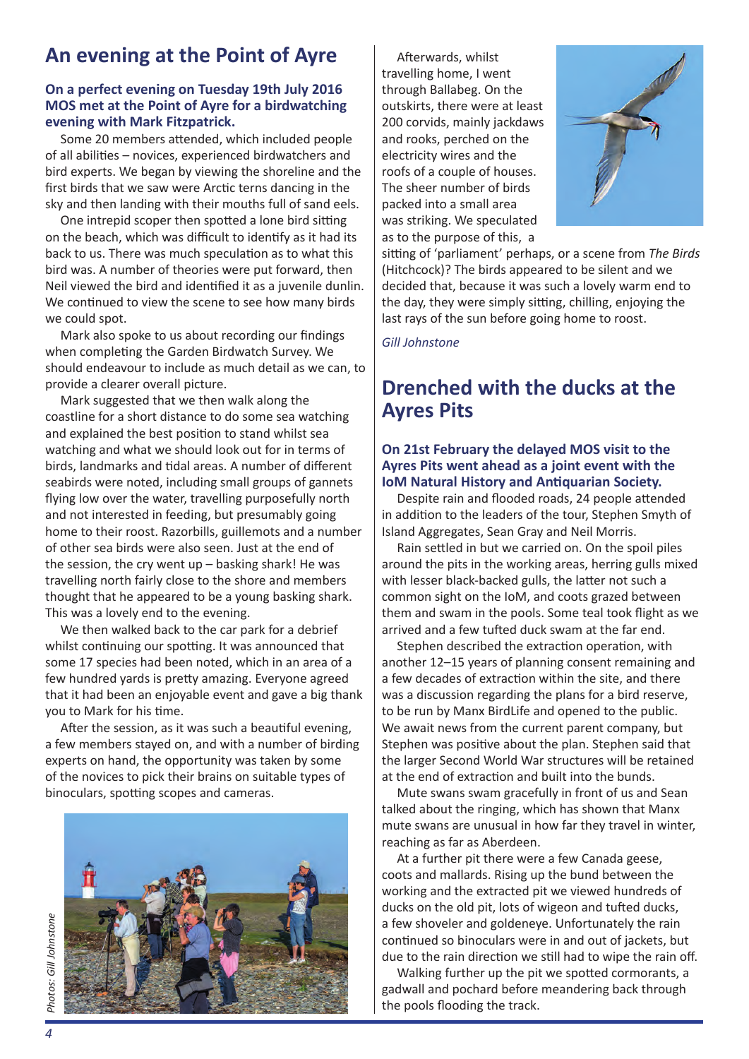# An evening at the Point of Ayre

**On a perfect evening on Tuesday 19th July 2016 MOS met at the Point of Ayre for a birdwatching evening with Mark Fitzpatrick.**

Some 20 members attended, which included people of all abilities – novices, experienced birdwatchers and bird experts. We began by viewing the shoreline and the first birds that we saw were Arctic terns dancing in the sky and then landing with their mouths full of sand eels.

One intrepid scoper then spotted a lone bird sitting on the beach, which was difficult to identify as it had its back to us. There was much speculation as to what this bird was. A number of theories were put forward, then Neil viewed the bird and identified it as a juvenile dunlin. We continued to view the scene to see how many birds we could spot.

Mark also spoke to us about recording our findings when completing the Garden Birdwatch Survey. We should endeavour to include as much detail as we can, to provide a clearer overall picture.

Mark suggested that we then walk along the coastline for a short distance to do some sea watching and explained the best position to stand whilst sea watching and what we should look out for in terms of birds, landmarks and tidal areas. A number of different seabirds were noted, including small groups of gannets flying low over the water, travelling purposefully north and not interested in feeding, but presumably going home to their roost. Razorbills, guillemots and a number of other sea birds were also seen. Just at the end of the session, the cry went up – basking shark! He was travelling north fairly close to the shore and members thought that he appeared to be a young basking shark. This was a lovely end to the evening.

We then walked back to the car park for a debrief whilst continuing our spotting. It was announced that some 17 species had been noted, which in an area of a few hundred yards is pretty amazing. Everyone agreed that it had been an enjoyable event and gave a big thank you to Mark for his time.

After the session, as it was such a beautiful evening, a few members stayed on, and with a number of birding experts on hand, the opportunity was taken by some of the novices to pick their brains on suitable types of binoculars, spotting scopes and cameras.

*Photos: Gill Johnstone*

Afterwards, whilst travelling home, I went through Ballabeg. On the outskirts, there were at least 200 corvids, mainly jackdaws and rooks, perched on the electricity wires and the roofs of a couple of houses. The sheer number of birds packed into a small area was striking. We speculated as to the purpose of this, a sitting of 'parliament' perhaps, or a scene from *The Birds* (Hitchcock)? The birds appeared to be silent and we decided that, because it was such a lovely warm end to the day, they were simply sitting, chilling, enjoying the last rays of the sun before going home to roost.

*Gill Johnstone*

# Drenched with the ducks at the Ayres Pits

**On 21st February the delayed MOS visit to the Ayres Pits went ahead as a joint event with the IoM Natural History and Antiquarian Society.**

Despite rain and flooded roads, 24 people attended in addition to the leaders of the tour, Stephen Smyth of Island Aggregates, Sean Gray and Neil Morris.

Rain settled in but we carried on. On the spoil piles around the pits in the working areas, herring gulls mixed with lesser black-backed gulls, the latter not such a common sight on the IoM, and coots grazed between them and swam in the pools. Some teal took flight as we arrived and a few tufted duck swam at the far end.

Stephen described the extraction operation, with another 12–15 years of planning consent remaining and a few decades of extraction within the site, and there was a discussion regarding the plans for a bird reserve, to be run by Manx BirdLife and opened to the public. We await news from the current parent company, but Stephen was positive about the plan. Stephen said that the larger Second World War structures will be retained at the end of extraction and built into the bunds.

Mute swans swam gracefully in front of us and Sean talked about the ringing, which has shown that Manx mute swans are unusual in how far they travel in winter, reaching as far as Aberdeen.

At a further pit there were a few Canada geese, coots and mallards. Rising up the bund between the working and the extracted pit we viewed hundreds of ducks on the old pit, lots of wigeon and tufted ducks, a few shoveler and goldeneye. Unfortunately the rain continued so binoculars were in and out of jackets, but due to the rain direction we still had to wipe the rain off.

Walking further up the pit we spotted cormorants, a gadwall and pochard before meandering back through the pools flooding the track.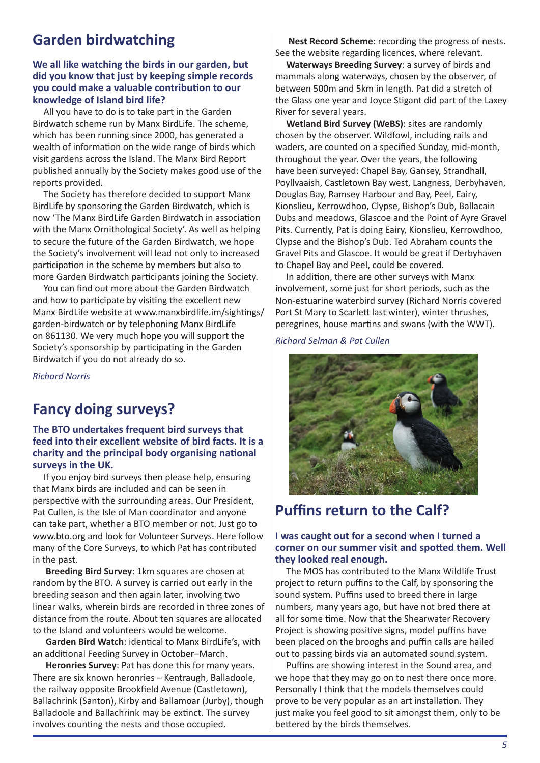## Garden birdwatching

**We all like watching the birds in our garden, but did you know that just by keeping simple records you could make a valuable contribution to our knowledge of Island bird life?**

All you have to do is to take part in the Garden Birdwatch scheme run by Manx BirdLife. The scheme, which has been running since 2000, has generated a wealth of information on the wide range of birds which visit gardens across the Island. The Manx Bird Report published annually by the Society makes good use of the reports provided.

The Society has therefore decided to support Manx BirdLife by sponsoring the Garden Birdwatch, which is now 'The Manx BirdLife Garden Birdwatch in association with the Manx Ornithological Society'. As well as helping to secure the future of the Garden Birdwatch, we hope the Society's involvement will lead not only to increased participation in the scheme by members but also to more Garden Birdwatch participants joining the Society.

You can find out more about the Garden Birdwatch and how to participate by visiting the excellent new Manx BirdLife website at www.manxbirdlife.im/sightings/garden-birdwatch or by telephoning Manx BirdLife on 861130. We very much hope you will support the Society's sponsorship by participating in the Garden Birdwatch if you do not already do so.

*Richard Norris*

## Fancy doing surveys?

**The BTO undertakes frequent bird surveys that feed into their excellent website of bird facts. It is a charity and the principal body organising national surveys in the UK.**

If you enjoy bird surveys then please help, ensuring that Manx birds are included and can be seen in perspective with the surrounding areas. Our President, Pat Cullen, is the Isle of Man coordinator and anyone can take part, whether a BTO member or not. Just go to www.bto.org and look for Volunteer Surveys. Here follow many of the Core Surveys, to which Pat has contributed in the past.

**Breeding Bird Survey**: 1km squares are chosen at random by the BTO. A survey is carried out early in the breeding season and then again later, involving two linear walks, wherein birds are recorded in three zones of distance from the route. About ten squares are allocated to the Island and volunteers would be welcome.

**Garden Bird Watch**: identical to Manx BirdLife's, with an additional Feeding Survey in October–March.

**Heronries Survey**: Pat has done this for many years. There are six known heronries – Kentraugh, Balladoole, the railway opposite Brookfield Avenue (Castletown), Ballachrink (Santon), Kirby and Ballamoar (Jurby), though Balladoole and Ballachrink may be extinct. The survey involves counting the nests and those occupied.

**Nest Record Scheme**: recording the progress of nests. See the website regarding licences, where relevant.

**Waterways Breeding Survey**: a survey of birds and mammals along waterways, chosen by the observer, of between 500m and 5km in length. Pat did a stretch of the Glass one year and Joyce Stigant did part of the Laxey River for several years.

**Wetland Bird Survey (WeBS)**: sites are randomly chosen by the observer. Wildfowl, including rails and waders, are counted on a specified Sunday, mid-month, throughout the year. Over the years, the following have been surveyed: Chapel Bay, Gansey, Strandhall, Poyllvaaish, Castletown Bay west, Langness, Derbyhaven, Douglas Bay, Ramsey Harbour and Bay, Peel, Eairy, Kionslieu, Kerrowdhoo, Clypse, Bishop's Dub, Ballacain Dubs and meadows, Glascoe and the Point of Ayre Gravel Pits. Currently, Pat is doing Eairy, Kionslieu, Kerrowdhoo, Clypse and the Bishop's Dub. Ted Abraham counts the Gravel Pits and Glascoe. It would be great if Derbyhaven to Chapel Bay and Peel, could be covered.

In addition, there are other surveys with Manx involvement, some just for short periods, such as the Non-estuarine waterbird survey (Richard Norris covered Port St Mary to Scarlett last winter), winter thrushes, peregrines, house martins and swans (with the WWT).

*Richard Selman & Pat Cullen*

## Puffins return to the Calf?

**I was caught out for a second when I turned a corner on our summer visit and spotted them. Well they looked real enough.**

The MOS has contributed to the Manx Wildlife Trust project to return puffins to the Calf, by sponsoring the sound system. Puffins used to breed there in large numbers, many years ago, but have not bred there at all for some time. Now that the Shearwater Recovery Project is showing positive signs, model puffins have been placed on the brooghs and puffin calls are hailed out to passing birds via an automated sound system.

Puffins are showing interest in the Sound area, and we hope that they may go on to nest there once more. Personally I think that the models themselves could prove to be very popular as an art installation. They just make you feel good to sit amongst them, only to be bettered by the birds themselves.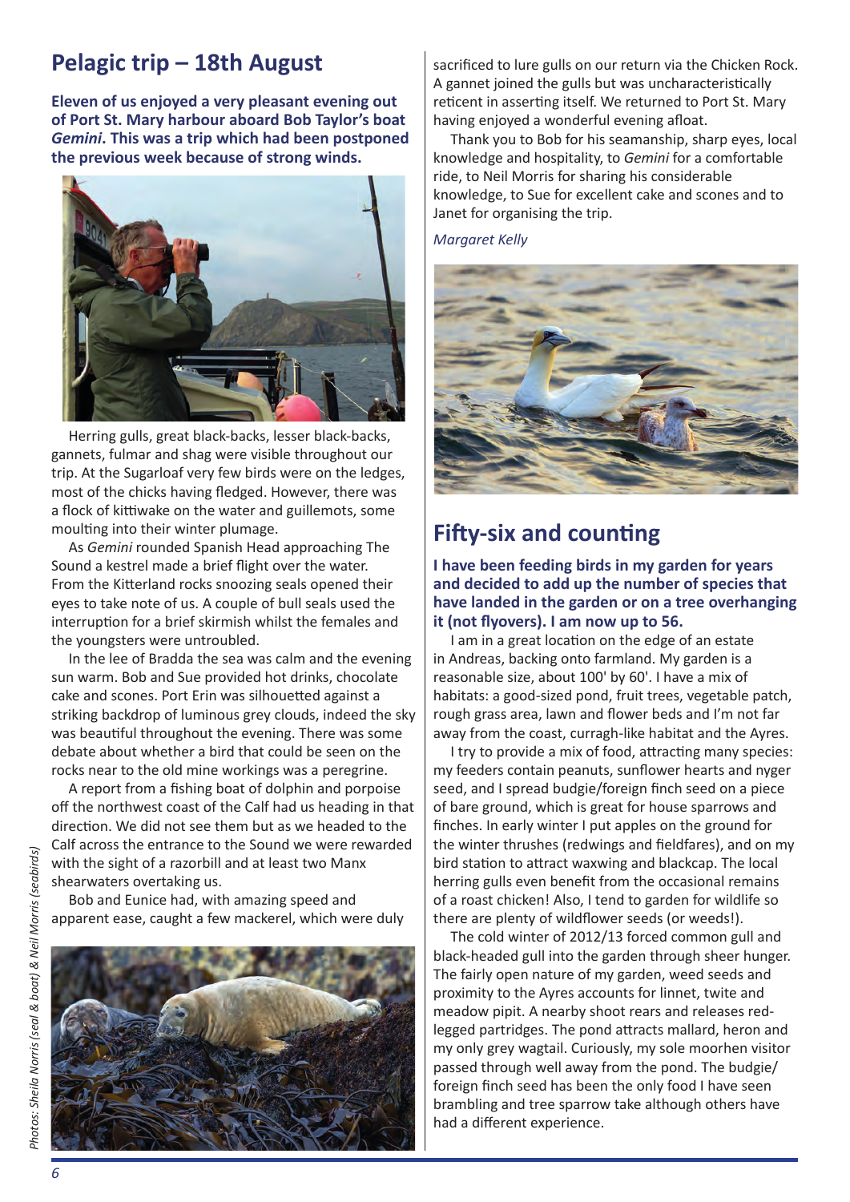## Pelagic trip – 18th August

**Eleven of us enjoyed a very pleasant evening out of Port St. Mary harbour aboard Bob Taylor's boat *Gemini*. This was a trip which had been postponed the previous week because of strong winds.**

Herring gulls, great black-backs, lesser black-backs, gannets, fulmar and shag were visible throughout our trip. At the Sugarloaf very few birds were on the ledges, most of the chicks having fledged. However, there was a flock of kittiwake on the water and guillemots, some moulting into their winter plumage.

As *Gemini* rounded Spanish Head approaching The Sound a kestrel made a brief flight over the water. From the Kitterland rocks snoozing seals opened their eyes to take note of us. A couple of bull seals used the interruption for a brief skirmish whilst the females and the youngsters were untroubled.

In the lee of Bradda the sea was calm and the evening sun warm. Bob and Sue provided hot drinks, chocolate cake and scones. Port Erin was silhouetted against a striking backdrop of luminous grey clouds, indeed the sky was beautiful throughout the evening. There was some debate about whether a bird that could be seen on the rocks near to the old mine workings was a peregrine.

A report from a fishing boat of dolphin and porpoise off the northwest coast of the Calf had us heading in that direction. We did not see them but as we headed to the Calf across the entrance to the Sound we were rewarded with the sight of a razorbill and at least two Manx shearwaters overtaking us.

Bob and Eunice had, with amazing speed and apparent ease, caught a few mackerel, which were duly sacrificed to lure gulls on our return via the Chicken Rock. A gannet joined the gulls but was uncharacteristically reticent in asserting itself. We returned to Port St. Mary having enjoyed a wonderful evening afloat.

Thank you to Bob for his seamanship, sharp eyes, local knowledge and hospitality, to *Gemini* for a comfortable ride, to Neil Morris for sharing his considerable knowledge, to Sue for excellent cake and scones and to Janet for organising the trip.

*Margaret Kelly*

*Photos: Sheila Norris (seal & boat) & Neil Morris (seabirds)*

## Fifty-six and counting

**I have been feeding birds in my garden for years and decided to add up the number of species that have landed in the garden or on a tree overhanging it (not flyovers). I am now up to 56.**

I am in a great location on the edge of an estate in Andreas, backing onto farmland. My garden is a reasonable size, about 100' by 60'. I have a mix of habitats: a good-sized pond, fruit trees, vegetable patch, rough grass area, lawn and flower beds and I'm not far away from the coast, curragh-like habitat and the Ayres.

I try to provide a mix of food, attracting many species: my feeders contain peanuts, sunflower hearts and nyger seed, and I spread budgie/foreign finch seed on a piece of bare ground, which is great for house sparrows and finches. In early winter I put apples on the ground for the winter thrushes (redwings and fieldfares), and on my bird station to attract waxwing and blackcap. The local herring gulls even benefit from the occasional remains of a roast chicken! Also, I tend to garden for wildlife so there are plenty of wildflower seeds (or weeds!).

The cold winter of 2012/13 forced common gull and black-headed gull into the garden through sheer hunger. The fairly open nature of my garden, weed seeds and proximity to the Ayres accounts for linnet, twite and meadow pipit. A nearby shoot rears and releases red-legged partridges. The pond attracts mallard, heron and my only grey wagtail. Curiously, my sole moorhen visitor passed through well away from the pond. The budgie/foreign finch seed has been the only food I have seen brambling and tree sparrow take although others have had a different experience.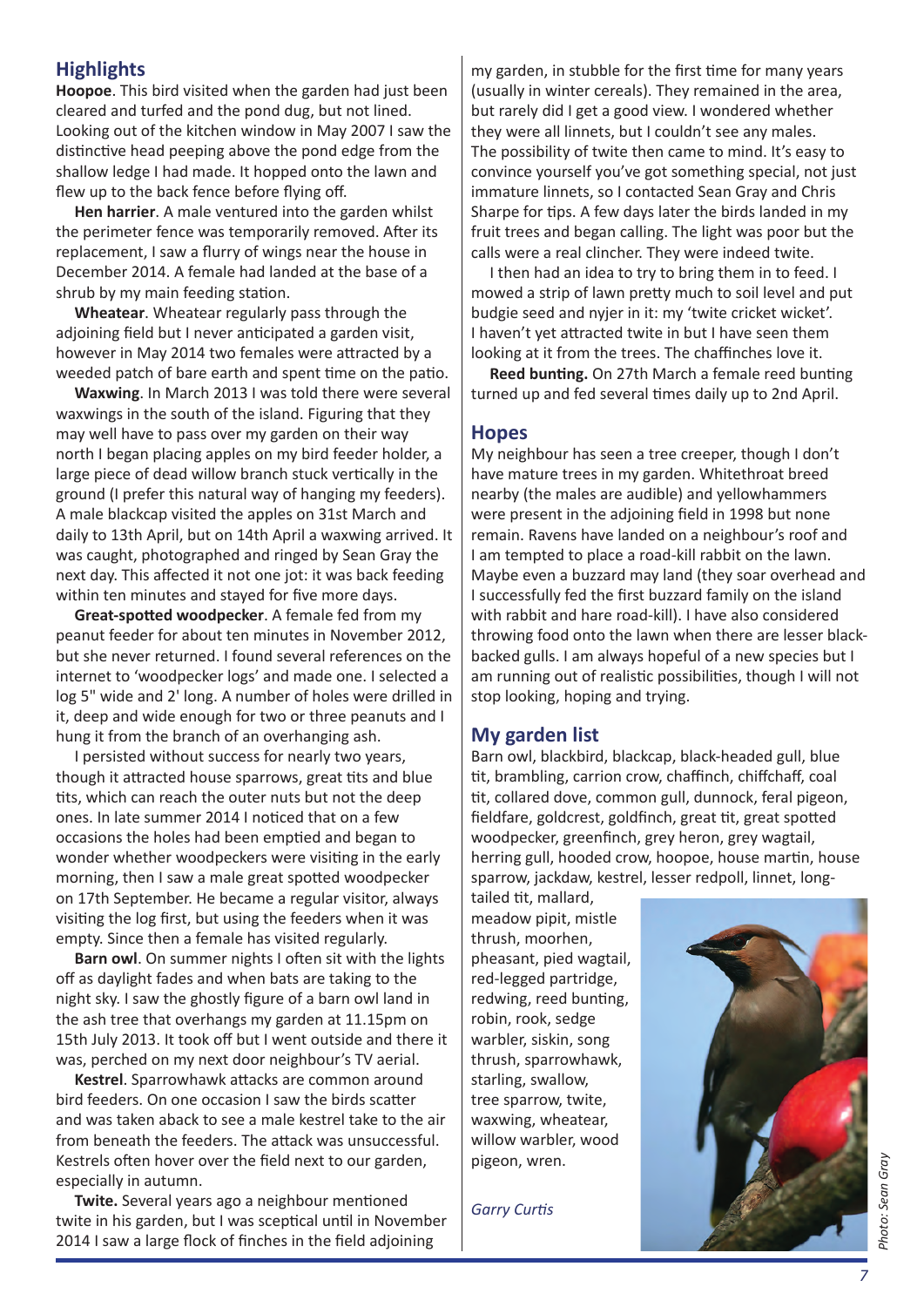## Highlights

**Hoopoe**. This bird visited when the garden had just been cleared and turfed and the pond dug, but not lined. Looking out of the kitchen window in May 2007 I saw the distinctive head peeping above the pond edge from the shallow ledge I had made. It hopped onto the lawn and flew up to the back fence before flying off.

**Hen harrier**. A male ventured into the garden whilst the perimeter fence was temporarily removed. After its replacement, I saw a flurry of wings near the house in December 2014. A female had landed at the base of a shrub by my main feeding station.

**Wheatear**. Wheatear regularly pass through the adjoining field but I never anticipated a garden visit, however in May 2014 two females were attracted by a weeded patch of bare earth and spent time on the patio.

**Waxwing**. In March 2013 I was told there were several waxwings in the south of the island. Figuring that they may well have to pass over my garden on their way north I began placing apples on my bird feeder holder, a large piece of dead willow branch stuck vertically in the ground (I prefer this natural way of hanging my feeders). A male blackcap visited the apples on 31st March and daily to 13th April, but on 14th April a waxwing arrived. It was caught, photographed and ringed by Sean Gray the next day. This affected it not one jot: it was back feeding within ten minutes and stayed for five more days.

**Great-spotted woodpecker**. A female fed from my peanut feeder for about ten minutes in November 2012, but she never returned. I found several references on the internet to 'woodpecker logs' and made one. I selected a log 5" wide and 2' long. A number of holes were drilled in it, deep and wide enough for two or three peanuts and I hung it from the branch of an overhanging ash.

I persisted without success for nearly two years, though it attracted house sparrows, great tits and blue tits, which can reach the outer nuts but not the deep ones. In late summer 2014 I noticed that on a few occasions the holes had been emptied and began to wonder whether woodpeckers were visiting in the early morning, then I saw a male great spotted woodpecker on 17th September. He became a regular visitor, always visiting the log first, but using the feeders when it was empty. Since then a female has visited regularly.

**Barn owl**. On summer nights I often sit with the lights off as daylight fades and when bats are taking to the night sky. I saw the ghostly figure of a barn owl land in the ash tree that overhangs my garden at 11.15pm on 15th July 2013. It took off but I went outside and there it was, perched on my next door neighbour's TV aerial.

**Kestrel**. Sparrowhawk attacks are common around bird feeders. On one occasion I saw the birds scatter and was taken aback to see a male kestrel take to the air from beneath the feeders. The attack was unsuccessful. Kestrels often hover over the field next to our garden, especially in autumn.

**Twite.** Several years ago a neighbour mentioned twite in his garden, but I was sceptical until in November 2014 I saw a large flock of finches in the field adjoining my garden, in stubble for the first time for many years (usually in winter cereals). They remained in the area, but rarely did I get a good view. I wondered whether they were all linnets, but I couldn't see any males. The possibility of twite then came to mind. It's easy to convince yourself you've got something special, not just immature linnets, so I contacted Sean Gray and Chris Sharpe for tips. A few days later the birds landed in my fruit trees and began calling. The light was poor but the calls were a real clincher. They were indeed twite.

I then had an idea to try to bring them in to feed. I mowed a strip of lawn pretty much to soil level and put budgie seed and nyjer in it: my 'twite cricket wicket'. I haven't yet attracted twite in but I have seen them looking at it from the trees. The chaffinches love it.

**Reed bunting.** On 27th March a female reed bunting turned up and fed several times daily up to 2nd April.

## Hopes

My neighbour has seen a tree creeper, though I don't have mature trees in my garden. Whitethroat breed nearby (the males are audible) and yellowhammers were present in the adjoining field in 1998 but none remain. Ravens have landed on a neighbour's roof and I am tempted to place a road-kill rabbit on the lawn. Maybe even a buzzard may land (they soar overhead and I successfully fed the first buzzard family on the island with rabbit and hare road-kill). I have also considered throwing food onto the lawn when there are lesser black-backed gulls. I am always hopeful of a new species but I am running out of realistic possibilities, though I will not stop looking, hoping and trying.

## My garden list

Barn owl, blackbird, blackcap, black-headed gull, blue tit, brambling, carrion crow, chaffinch, chiffchaff, coal tit, collared dove, common gull, dunnock, feral pigeon, fieldfare, goldcrest, goldfinch, great tit, great spotted woodpecker, greenfinch, grey heron, grey wagtail, herring gull, hooded crow, hoopoe, house martin, house sparrow, jackdaw, kestrel, lesser redpoll, linnet, long-tailed tit, mallard, meadow pipit, mistle thrush, moorhen, pheasant, pied wagtail, red-legged partridge, redwing, reed bunting, robin, rook, sedge warbler, siskin, song thrush, sparrowhawk, starling, swallow, tree sparrow, twite, waxwing, wheatear, willow warbler, wood pigeon, wren.

*Garry Curtis*

*Photo: Sean Gray*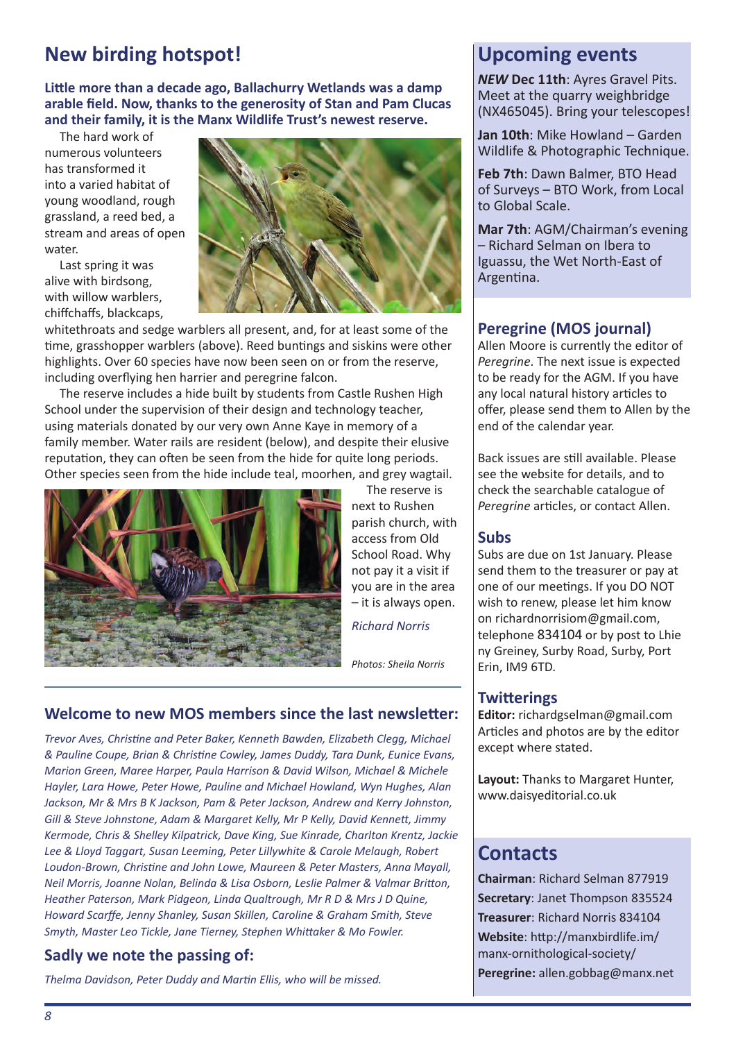## New birding hotspot!

**Little more than a decade ago, Ballachurry Wetlands was a damp arable field. Now, thanks to the generosity of Stan and Pam Clucas and their family, it is the Manx Wildlife Trust's newest reserve.**

The hard work of numerous volunteers has transformed it into a varied habitat of young woodland, rough grassland, a reed bed, a stream and areas of open water.

Last spring it was alive with birdsong, with willow warblers, chiffchaffs, blackcaps, whitethroats and sedge warblers all present, and, for at least some of the time, grasshopper warblers (above). Reed buntings and siskins were other highlights. Over 60 species have now been seen on or from the reserve, including overflying hen harrier and peregrine falcon.

The reserve includes a hide built by students from Castle Rushen High School under the supervision of their design and technology teacher, using materials donated by our very own Anne Kaye in memory of a family member. Water rails are resident (below), and despite their elusive reputation, they can often be seen from the hide for quite long periods. Other species seen from the hide include teal, moorhen, and grey wagtail.

The reserve is next to Rushen parish church, with access from Old School Road. Why not pay it a visit if you are in the area – it is always open.

*Richard Norris*

*Photos: Sheila Norris*

## Welcome to new MOS members since the last newsletter:

*Trevor Aves, Christine and Peter Baker, Kenneth Bawden, Elizabeth Clegg, Michael & Pauline Coupe, Brian & Christine Cowley, James Duddy, Tara Dunk, Eunice Evans, Marion Green, Maree Harper, Paula Harrison & David Wilson, Michael & Michele Hayler, Lara Howe, Peter Howe, Pauline and Michael Howland, Wyn Hughes, Alan Jackson, Mr & Mrs B K Jackson, Pam & Peter Jackson, Andrew and Kerry Johnston, Gill & Steve Johnstone, Adam & Margaret Kelly, Mr P Kelly, David Kennett, Jimmy Kermode, Chris & Shelley Kilpatrick, Dave King, Sue Kinrade, Charlton Krentz, Jackie Lee & Lloyd Taggart, Susan Leeming, Peter Lillywhite & Carole Melaugh, Robert Loudon-Brown, Christine and John Lowe, Maureen & Peter Masters, Anna Mayall, Neil Morris, Joanne Nolan, Belinda & Lisa Osborn, Leslie Palmer & Valmar Britton, Heather Paterson, Mark Pidgeon, Linda Qualtrough, Mr R D & Mrs J D Quine, Howard Scarffe, Jenny Shanley, Susan Skillen, Caroline & Graham Smith, Steve Smyth, Master Leo Tickle, Jane Tierney, Stephen Whittaker & Mo Fowler.*

### Sadly we note the passing of:

*Thelma Davidson, Peter Duddy and Martin Ellis, who will be missed.*

## Upcoming events

***NEW* Dec 11th**: Ayres Gravel Pits. Meet at the quarry weighbridge (NX465045). Bring your telescopes!

**Jan 10th**: Mike Howland – Garden Wildlife & Photographic Technique.

**Feb 7th**: Dawn Balmer, BTO Head of Surveys – BTO Work, from Local to Global Scale.

**Mar 7th**: AGM/Chairman's evening – Richard Selman on Ibera to Iguassu, the Wet North-East of Argentina.

### Peregrine (MOS journal)

Allen Moore is currently the editor of *Peregrine*. The next issue is expected to be ready for the AGM. If you have any local natural history articles to offer, please send them to Allen by the end of the calendar year.

Back issues are still available. Please see the website for details, and to check the searchable catalogue of *Peregrine* articles, or contact Allen.

### Subs

Subs are due on 1st January. Please send them to the treasurer or pay at one of our meetings. If you DO NOT wish to renew, please let him know on richardnorrisiom@gmail.com, telephone 834104 or by post to Lhie ny Greiney, Surby Road, Surby, Port Erin, IM9 6TD.

### Twitterings

**Editor:** richardgselman@gmail.com
Articles and photos are by the editor except where stated.

**Layout:** Thanks to Margaret Hunter, www.daisyeditorial.co.uk

## Contacts

**Chairman**: Richard Selman 877919
**Secretary**: Janet Thompson 835524
**Treasurer**: Richard Norris 834104
**Website**: http://manxbirdlife.im/manx-ornithological-society/
**Peregrine:** allen.gobbag@manx.net